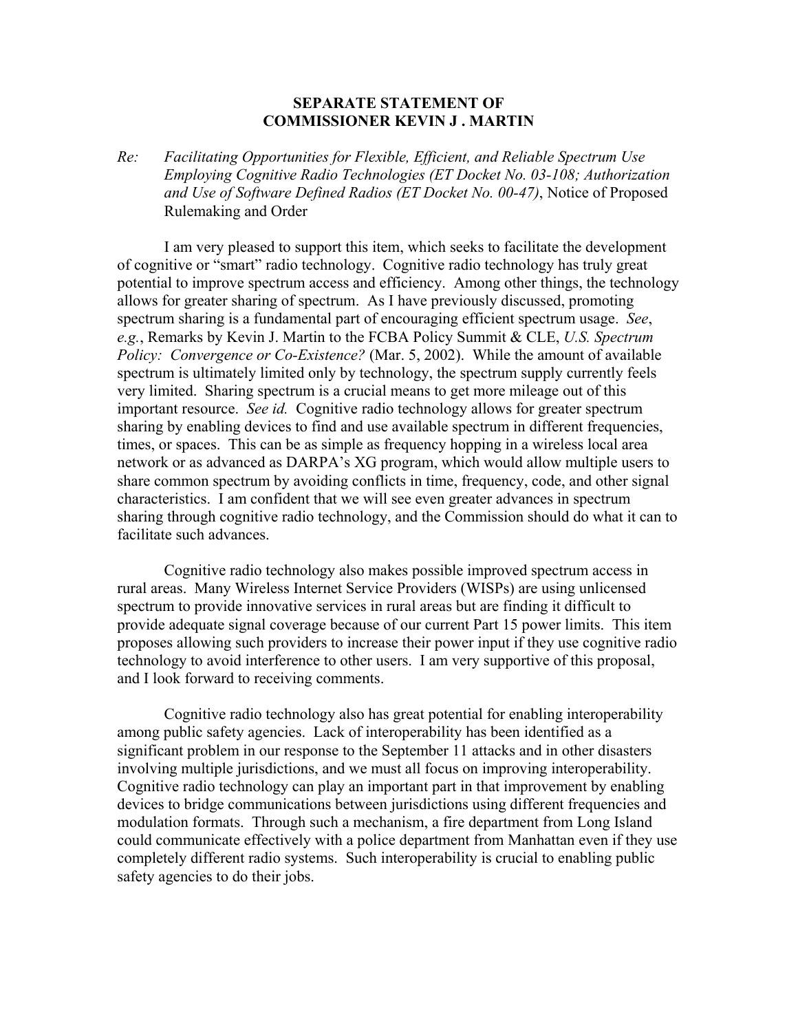**SEPARATE STATEMENT OF**
**COMMISSIONER KEVIN J . MARTIN**

*Re: Facilitating Opportunities for Flexible, Efficient, and Reliable Spectrum Use Employing Cognitive Radio Technologies (ET Docket No. 03-108; Authorization and Use of Software Defined Radios (ET Docket No. 00-47)*, Notice of Proposed Rulemaking and Order

I am very pleased to support this item, which seeks to facilitate the development of cognitive or "smart" radio technology. Cognitive radio technology has truly great potential to improve spectrum access and efficiency. Among other things, the technology allows for greater sharing of spectrum. As I have previously discussed, promoting spectrum sharing is a fundamental part of encouraging efficient spectrum usage. *See*, *e.g.*, Remarks by Kevin J. Martin to the FCBA Policy Summit & CLE, *U.S. Spectrum Policy: Convergence or Co-Existence?* (Mar. 5, 2002). While the amount of available spectrum is ultimately limited only by technology, the spectrum supply currently feels very limited. Sharing spectrum is a crucial means to get more mileage out of this important resource. *See id.* Cognitive radio technology allows for greater spectrum sharing by enabling devices to find and use available spectrum in different frequencies, times, or spaces. This can be as simple as frequency hopping in a wireless local area network or as advanced as DARPA's XG program, which would allow multiple users to share common spectrum by avoiding conflicts in time, frequency, code, and other signal characteristics. I am confident that we will see even greater advances in spectrum sharing through cognitive radio technology, and the Commission should do what it can to facilitate such advances.

Cognitive radio technology also makes possible improved spectrum access in rural areas. Many Wireless Internet Service Providers (WISPs) are using unlicensed spectrum to provide innovative services in rural areas but are finding it difficult to provide adequate signal coverage because of our current Part 15 power limits. This item proposes allowing such providers to increase their power input if they use cognitive radio technology to avoid interference to other users. I am very supportive of this proposal, and I look forward to receiving comments.

Cognitive radio technology also has great potential for enabling interoperability among public safety agencies. Lack of interoperability has been identified as a significant problem in our response to the September 11 attacks and in other disasters involving multiple jurisdictions, and we must all focus on improving interoperability. Cognitive radio technology can play an important part in that improvement by enabling devices to bridge communications between jurisdictions using different frequencies and modulation formats. Through such a mechanism, a fire department from Long Island could communicate effectively with a police department from Manhattan even if they use completely different radio systems. Such interoperability is crucial to enabling public safety agencies to do their jobs.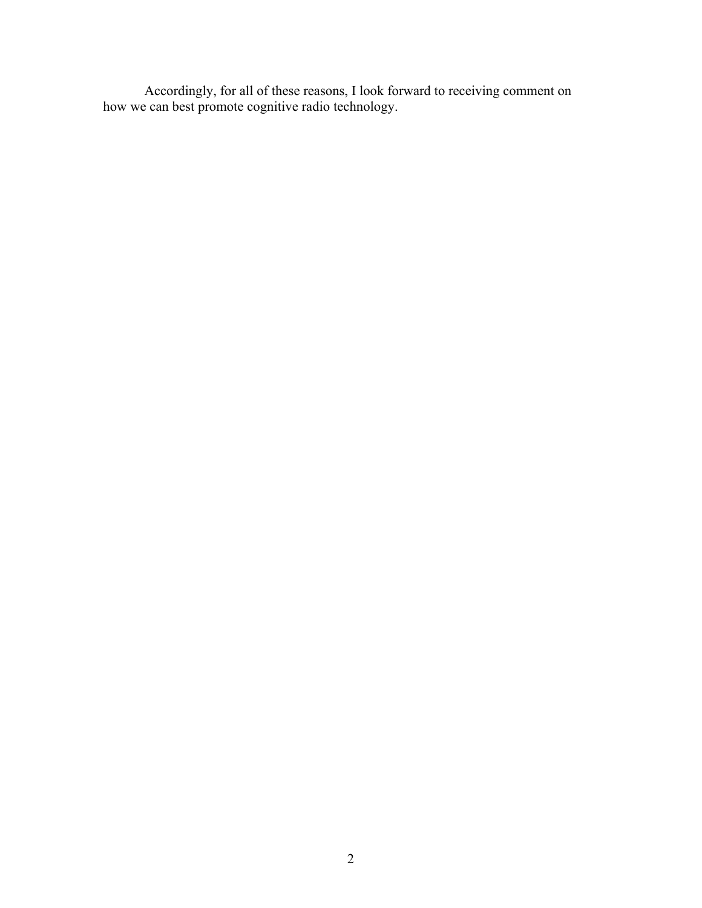Accordingly, for all of these reasons, I look forward to receiving comment on how we can best promote cognitive radio technology.